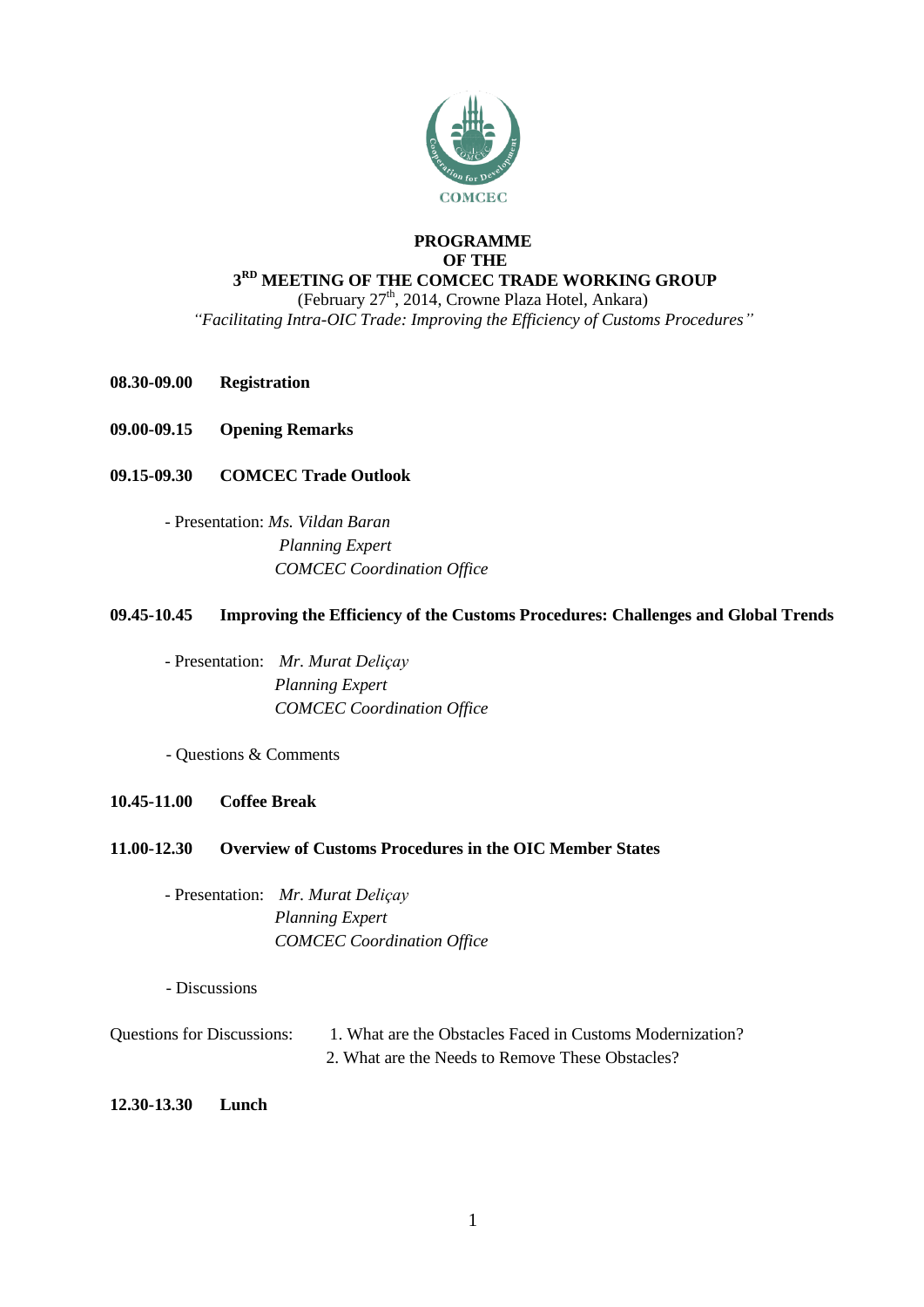COMCEC

# PROGRAMME OF THE 3RD MEETING OF THE COMCEC TRADE WORKING GROUP

(February 27th, 2014, Crowne Plaza Hotel, Ankara)

*"Facilitating Intra-OIC Trade: Improving the Efficiency of Customs Procedures"*

**08.30-09.00 Registration**

**09.00-09.15 Opening Remarks**

**09.15-09.30 COMCEC Trade Outlook**

- Presentation: *Ms. Vildan Baran*
  *Planning Expert*
  *COMCEC Coordination Office*

**09.45-10.45 Improving the Efficiency of the Customs Procedures: Challenges and Global Trends**

- Presentation: *Mr. Murat Deliçay*
  *Planning Expert*
  *COMCEC Coordination Office*

- Questions & Comments

**10.45-11.00 Coffee Break**

**11.00-12.30 Overview of Customs Procedures in the OIC Member States**

- Presentation: *Mr. Murat Deliçay*
  *Planning Expert*
  *COMCEC Coordination Office*

- Discussions

Questions for Discussions:

1. What are the Obstacles Faced in Customs Modernization?
2. What are the Needs to Remove These Obstacles?

**12.30-13.30 Lunch**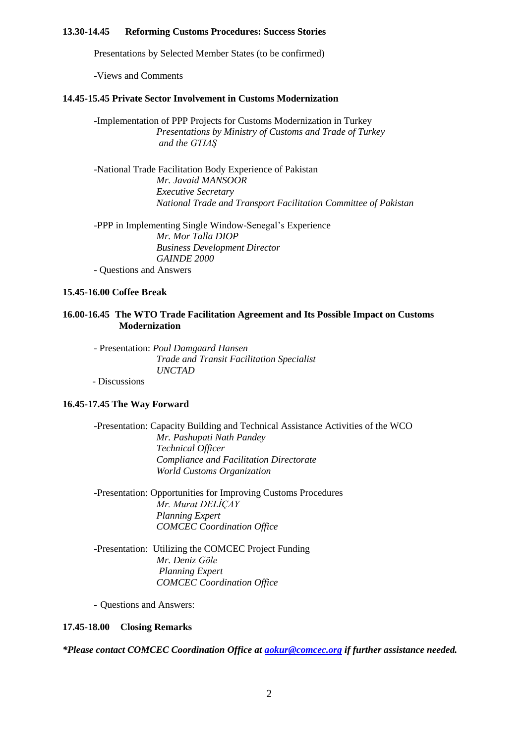**13.30-14.45 Reforming Customs Procedures: Success Stories**

Presentations by Selected Member States (to be confirmed)

-Views and Comments

**14.45-15.45 Private Sector Involvement in Customs Modernization**

-Implementation of PPP Projects for Customs Modernization in Turkey
*Presentations by Ministry of Customs and Trade of Turkey and the GTIAŞ*

-National Trade Facilitation Body Experience of Pakistan
*Mr. Javaid MANSOOR*
*Executive Secretary*
*National Trade and Transport Facilitation Committee of Pakistan*

-PPP in Implementing Single Window-Senegal's Experience
*Mr. Mor Talla DIOP*
*Business Development Director*
*GAINDE 2000*

- Questions and Answers

**15.45-16.00 Coffee Break**

**16.00-16.45 The WTO Trade Facilitation Agreement and Its Possible Impact on Customs Modernization**

- Presentation: *Poul Damgaard Hansen*
*Trade and Transit Facilitation Specialist*
*UNCTAD*

- Discussions

**16.45-17.45 The Way Forward**

-Presentation: Capacity Building and Technical Assistance Activities of the WCO
*Mr. Pashupati Nath Pandey*
*Technical Officer*
*Compliance and Facilitation Directorate*
*World Customs Organization*

-Presentation: Opportunities for Improving Customs Procedures
*Mr. Murat DELİÇAY*
*Planning Expert*
*COMCEC Coordination Office*

-Presentation: Utilizing the COMCEC Project Funding
*Mr. Deniz Göle*
*Planning Expert*
*COMCEC Coordination Office*

- Questions and Answers:

**17.45-18.00 Closing Remarks**

***Please contact COMCEC Coordination Office at aokur@comcec.org if further assistance needed.***